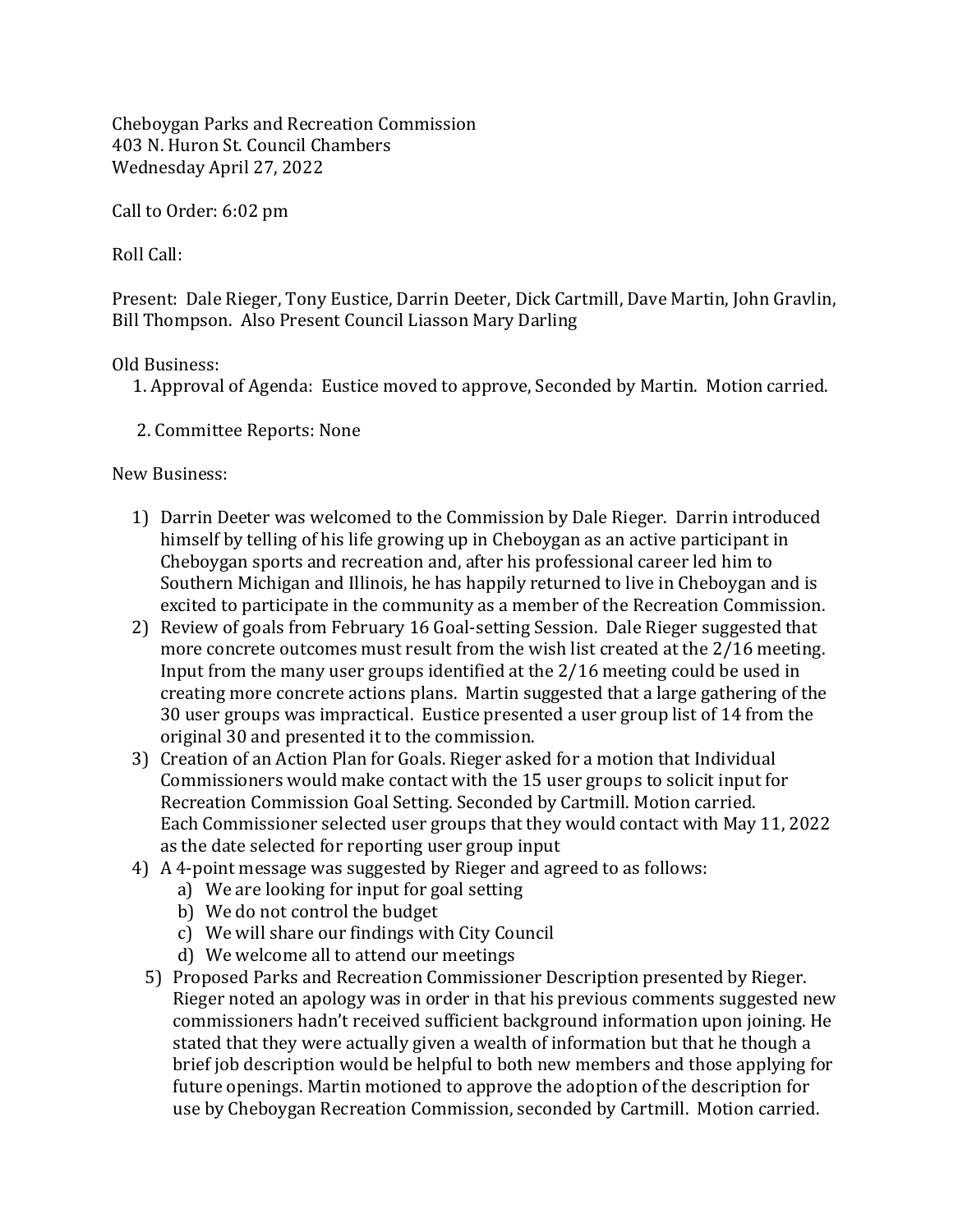Cheboygan Parks and Recreation Commission
403 N. Huron St. Council Chambers
Wednesday April 27, 2022

Call to Order: 6:02 pm

Roll Call:

Present: Dale Rieger, Tony Eustice, Darrin Deeter, Dick Cartmill, Dave Martin, John Gravlin, Bill Thompson. Also Present Council Liasson Mary Darling

Old Business:

1. Approval of Agenda: Eustice moved to approve, Seconded by Martin. Motion carried.

2. Committee Reports: None

New Business:

1) Darrin Deeter was welcomed to the Commission by Dale Rieger. Darrin introduced himself by telling of his life growing up in Cheboygan as an active participant in Cheboygan sports and recreation and, after his professional career led him to Southern Michigan and Illinois, he has happily returned to live in Cheboygan and is excited to participate in the community as a member of the Recreation Commission.
2) Review of goals from February 16 Goal-setting Session. Dale Rieger suggested that more concrete outcomes must result from the wish list created at the 2/16 meeting. Input from the many user groups identified at the 2/16 meeting could be used in creating more concrete actions plans. Martin suggested that a large gathering of the 30 user groups was impractical. Eustice presented a user group list of 14 from the original 30 and presented it to the commission.
3) Creation of an Action Plan for Goals. Rieger asked for a motion that Individual Commissioners would make contact with the 15 user groups to solicit input for Recreation Commission Goal Setting. Seconded by Cartmill. Motion carried. Each Commissioner selected user groups that they would contact with May 11, 2022 as the date selected for reporting user group input
4) A 4-point message was suggested by Rieger and agreed to as follows:
   a) We are looking for input for goal setting
   b) We do not control the budget
   c) We will share our findings with City Council
   d) We welcome all to attend our meetings
5) Proposed Parks and Recreation Commissioner Description presented by Rieger. Rieger noted an apology was in order in that his previous comments suggested new commissioners hadn't received sufficient background information upon joining. He stated that they were actually given a wealth of information but that he though a brief job description would be helpful to both new members and those applying for future openings. Martin motioned to approve the adoption of the description for use by Cheboygan Recreation Commission, seconded by Cartmill. Motion carried.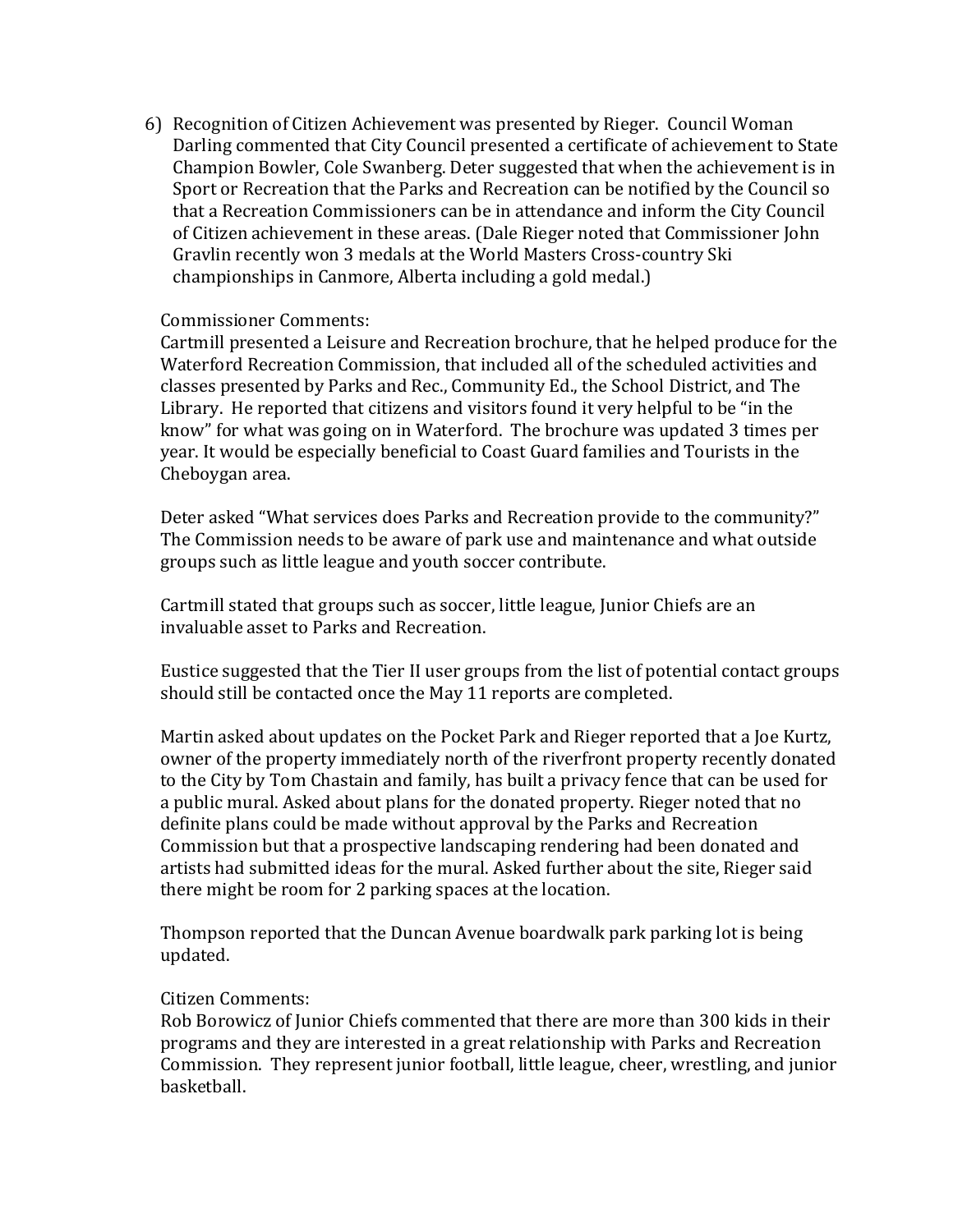6) Recognition of Citizen Achievement was presented by Rieger. Council Woman Darling commented that City Council presented a certificate of achievement to State Champion Bowler, Cole Swanberg. Deter suggested that when the achievement is in Sport or Recreation that the Parks and Recreation can be notified by the Council so that a Recreation Commissioners can be in attendance and inform the City Council of Citizen achievement in these areas. (Dale Rieger noted that Commissioner John Gravlin recently won 3 medals at the World Masters Cross-country Ski championships in Canmore, Alberta including a gold medal.)

Commissioner Comments:
Cartmill presented a Leisure and Recreation brochure, that he helped produce for the Waterford Recreation Commission, that included all of the scheduled activities and classes presented by Parks and Rec., Community Ed., the School District, and The Library. He reported that citizens and visitors found it very helpful to be "in the know" for what was going on in Waterford. The brochure was updated 3 times per year. It would be especially beneficial to Coast Guard families and Tourists in the Cheboygan area.

Deter asked "What services does Parks and Recreation provide to the community?" The Commission needs to be aware of park use and maintenance and what outside groups such as little league and youth soccer contribute.

Cartmill stated that groups such as soccer, little league, Junior Chiefs are an invaluable asset to Parks and Recreation.

Eustice suggested that the Tier II user groups from the list of potential contact groups should still be contacted once the May 11 reports are completed.

Martin asked about updates on the Pocket Park and Rieger reported that a Joe Kurtz, owner of the property immediately north of the riverfront property recently donated to the City by Tom Chastain and family, has built a privacy fence that can be used for a public mural. Asked about plans for the donated property. Rieger noted that no definite plans could be made without approval by the Parks and Recreation Commission but that a prospective landscaping rendering had been donated and artists had submitted ideas for the mural. Asked further about the site, Rieger said there might be room for 2 parking spaces at the location.

Thompson reported that the Duncan Avenue boardwalk park parking lot is being updated.

Citizen Comments:
Rob Borowicz of Junior Chiefs commented that there are more than 300 kids in their programs and they are interested in a great relationship with Parks and Recreation Commission. They represent junior football, little league, cheer, wrestling, and junior basketball.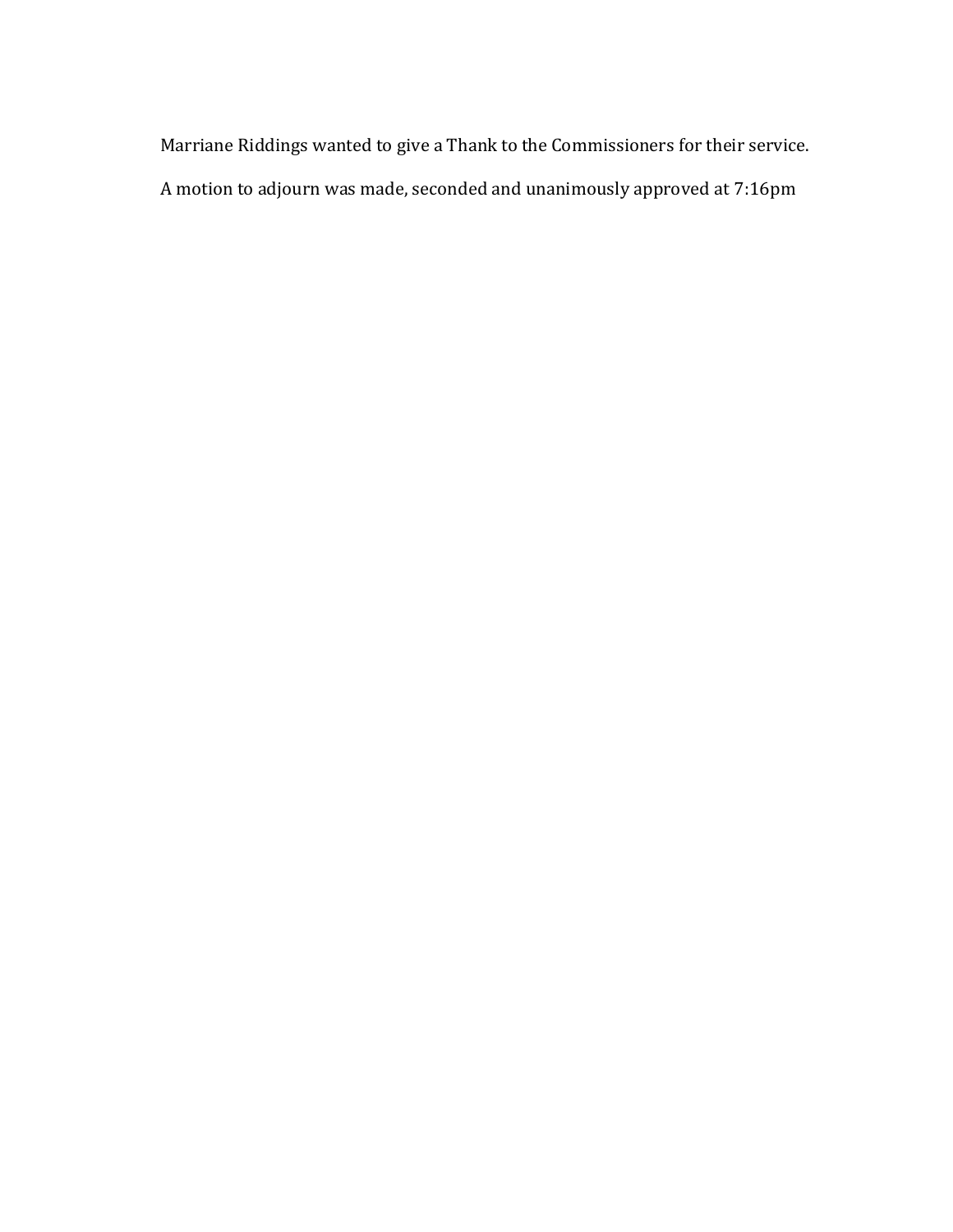Marriane Riddings wanted to give a Thank to the Commissioners for their service.

A motion to adjourn was made, seconded and unanimously approved at 7:16pm